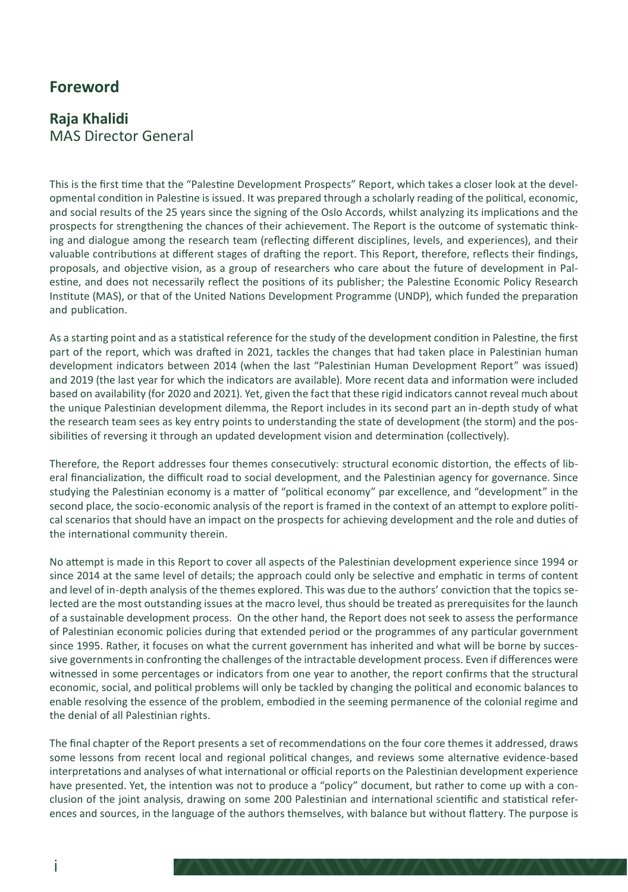## Foreword

### Raja Khalidi

MAS Director General

This is the first time that the "Palestine Development Prospects" Report, which takes a closer look at the developmental condition in Palestine is issued. It was prepared through a scholarly reading of the political, economic, and social results of the 25 years since the signing of the Oslo Accords, whilst analyzing its implications and the prospects for strengthening the chances of their achievement. The Report is the outcome of systematic thinking and dialogue among the research team (reflecting different disciplines, levels, and experiences), and their valuable contributions at different stages of drafting the report. This Report, therefore, reflects their findings, proposals, and objective vision, as a group of researchers who care about the future of development in Palestine, and does not necessarily reflect the positions of its publisher; the Palestine Economic Policy Research Institute (MAS), or that of the United Nations Development Programme (UNDP), which funded the preparation and publication.

As a starting point and as a statistical reference for the study of the development condition in Palestine, the first part of the report, which was drafted in 2021, tackles the changes that had taken place in Palestinian human development indicators between 2014 (when the last "Palestinian Human Development Report" was issued) and 2019 (the last year for which the indicators are available). More recent data and information were included based on availability (for 2020 and 2021). Yet, given the fact that these rigid indicators cannot reveal much about the unique Palestinian development dilemma, the Report includes in its second part an in-depth study of what the research team sees as key entry points to understanding the state of development (the storm) and the possibilities of reversing it through an updated development vision and determination (collectively).

Therefore, the Report addresses four themes consecutively: structural economic distortion, the effects of liberal financialization, the difficult road to social development, and the Palestinian agency for governance. Since studying the Palestinian economy is a matter of "political economy" par excellence, and "development" in the second place, the socio-economic analysis of the report is framed in the context of an attempt to explore political scenarios that should have an impact on the prospects for achieving development and the role and duties of the international community therein.

No attempt is made in this Report to cover all aspects of the Palestinian development experience since 1994 or since 2014 at the same level of details; the approach could only be selective and emphatic in terms of content and level of in-depth analysis of the themes explored. This was due to the authors' conviction that the topics selected are the most outstanding issues at the macro level, thus should be treated as prerequisites for the launch of a sustainable development process. On the other hand, the Report does not seek to assess the performance of Palestinian economic policies during that extended period or the programmes of any particular government since 1995. Rather, it focuses on what the current government has inherited and what will be borne by successive governments in confronting the challenges of the intractable development process. Even if differences were witnessed in some percentages or indicators from one year to another, the report confirms that the structural economic, social, and political problems will only be tackled by changing the political and economic balances to enable resolving the essence of the problem, embodied in the seeming permanence of the colonial regime and the denial of all Palestinian rights.

The final chapter of the Report presents a set of recommendations on the four core themes it addressed, draws some lessons from recent local and regional political changes, and reviews some alternative evidence-based interpretations and analyses of what international or official reports on the Palestinian development experience have presented. Yet, the intention was not to produce a "policy" document, but rather to come up with a conclusion of the joint analysis, drawing on some 200 Palestinian and international scientific and statistical references and sources, in the language of the authors themselves, with balance but without flattery. The purpose is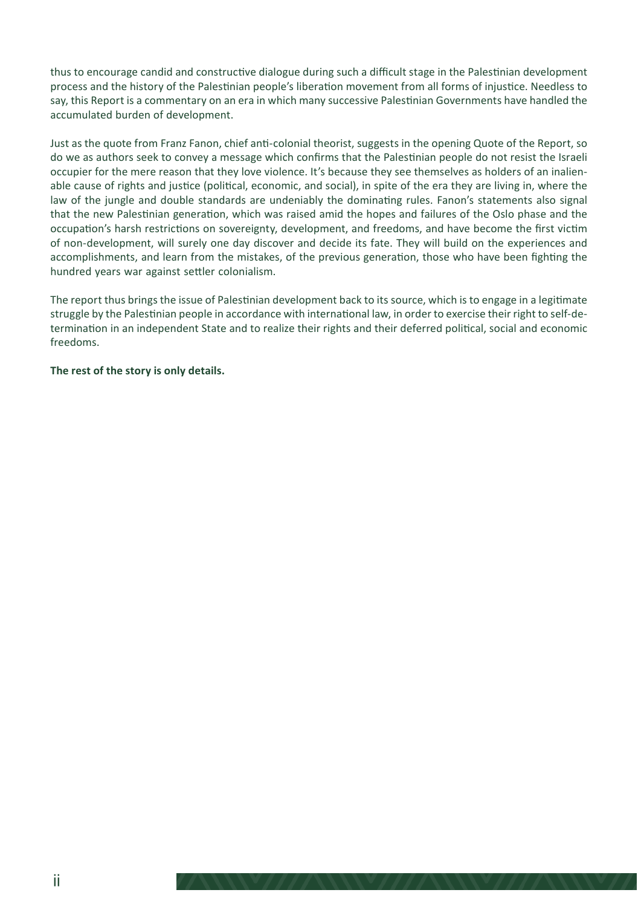thus to encourage candid and constructive dialogue during such a difficult stage in the Palestinian development process and the history of the Palestinian people's liberation movement from all forms of injustice. Needless to say, this Report is a commentary on an era in which many successive Palestinian Governments have handled the accumulated burden of development.

Just as the quote from Franz Fanon, chief anti-colonial theorist, suggests in the opening Quote of the Report, so do we as authors seek to convey a message which confirms that the Palestinian people do not resist the Israeli occupier for the mere reason that they love violence. It's because they see themselves as holders of an inalienable cause of rights and justice (political, economic, and social), in spite of the era they are living in, where the law of the jungle and double standards are undeniably the dominating rules. Fanon's statements also signal that the new Palestinian generation, which was raised amid the hopes and failures of the Oslo phase and the occupation's harsh restrictions on sovereignty, development, and freedoms, and have become the first victim of non-development, will surely one day discover and decide its fate. They will build on the experiences and accomplishments, and learn from the mistakes, of the previous generation, those who have been fighting the hundred years war against settler colonialism.

The report thus brings the issue of Palestinian development back to its source, which is to engage in a legitimate struggle by the Palestinian people in accordance with international law, in order to exercise their right to self-determination in an independent State and to realize their rights and their deferred political, social and economic freedoms.

**The rest of the story is only details.**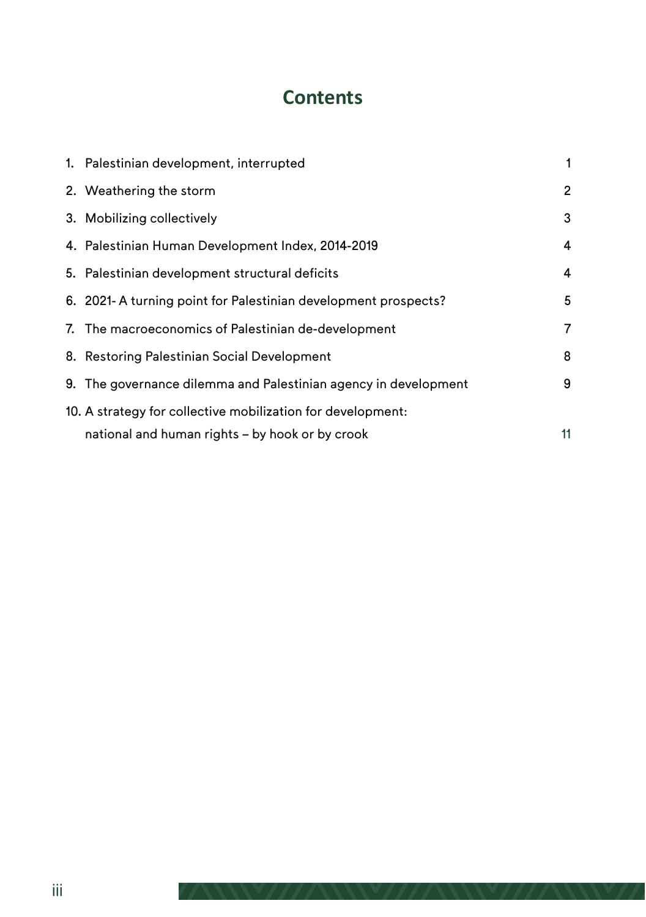# Contents

| | |
|---|---|
| 1. Palestinian development, interrupted | 1 |
| 2. Weathering the storm | 2 |
| 3. Mobilizing collectively | 3 |
| 4. Palestinian Human Development Index, 2014-2019 | 4 |
| 5. Palestinian development structural deficits | 4 |
| 6. 2021- A turning point for Palestinian development prospects? | 5 |
| 7. The macroeconomics of Palestinian de-development | 7 |
| 8. Restoring Palestinian Social Development | 8 |
| 9. The governance dilemma and Palestinian agency in development | 9 |
| 10. A strategy for collective mobilization for development: national and human rights – by hook or by crook | 11 |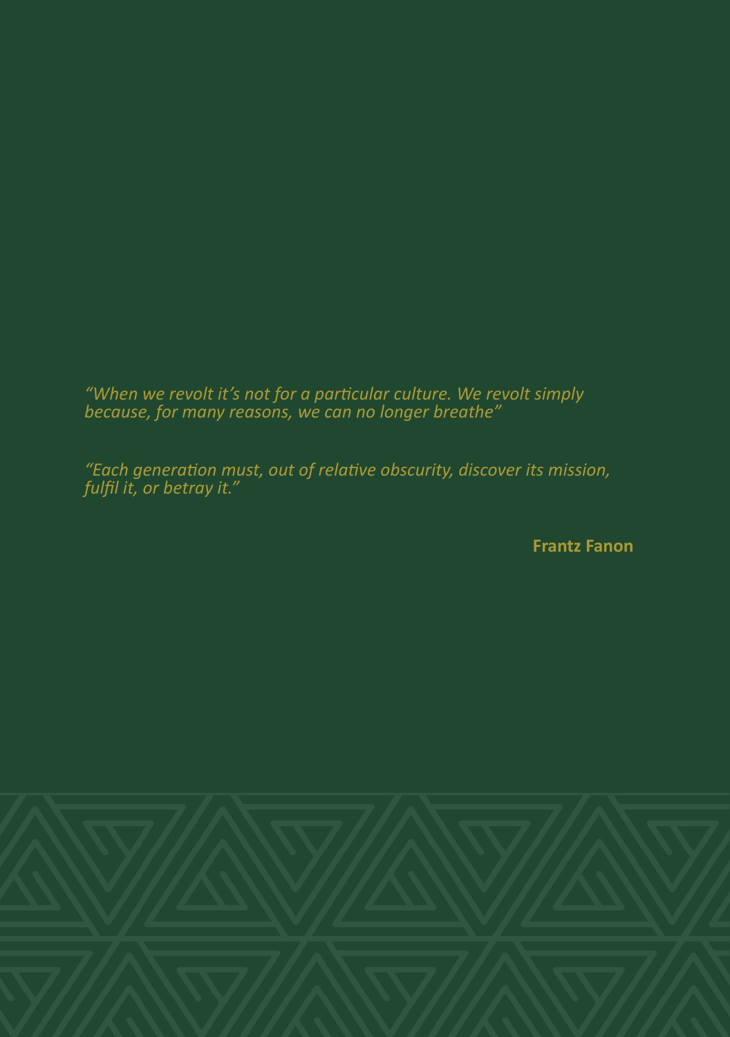*“When we revolt it’s not for a particular culture. We revolt simply because, for many reasons, we can no longer breathe”*

*“Each generation must, out of relative obscurity, discover its mission, fulfil it, or betray it.”*

**Frantz Fanon**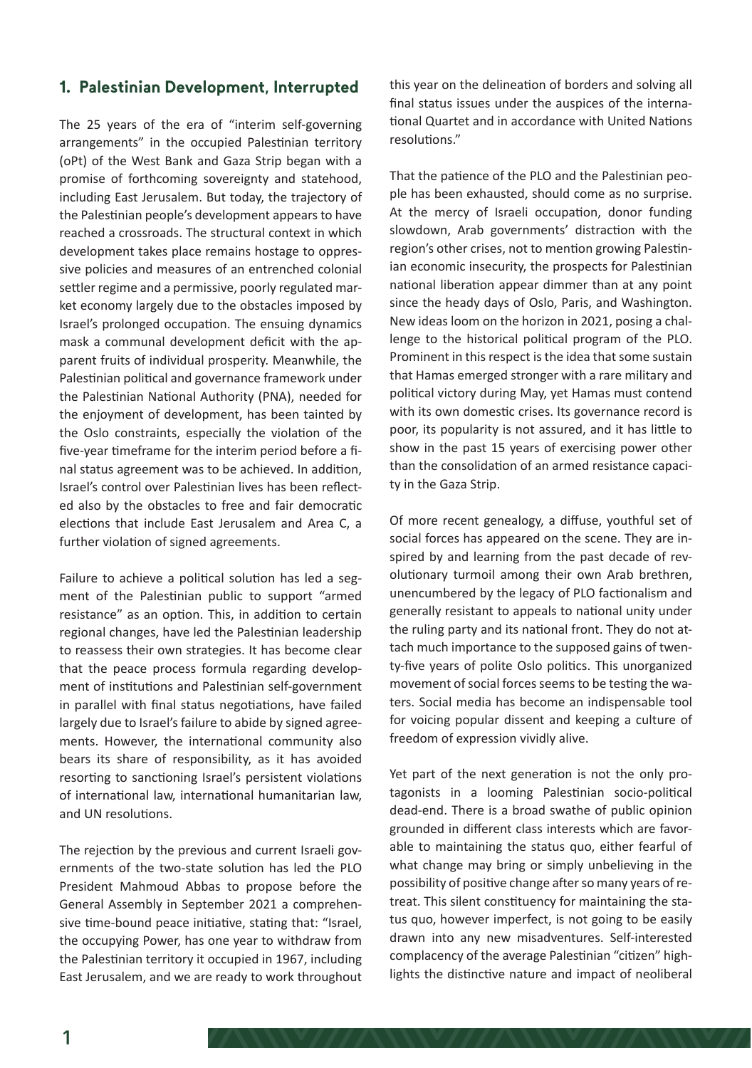## 1. Palestinian Development, Interrupted

The 25 years of the era of "interim self-governing arrangements" in the occupied Palestinian territory (oPt) of the West Bank and Gaza Strip began with a promise of forthcoming sovereignty and statehood, including East Jerusalem. But today, the trajectory of the Palestinian people's development appears to have reached a crossroads. The structural context in which development takes place remains hostage to oppressive policies and measures of an entrenched colonial settler regime and a permissive, poorly regulated market economy largely due to the obstacles imposed by Israel's prolonged occupation. The ensuing dynamics mask a communal development deficit with the apparent fruits of individual prosperity. Meanwhile, the Palestinian political and governance framework under the Palestinian National Authority (PNA), needed for the enjoyment of development, has been tainted by the Oslo constraints, especially the violation of the five-year timeframe for the interim period before a final status agreement was to be achieved. In addition, Israel's control over Palestinian lives has been reflected also by the obstacles to free and fair democratic elections that include East Jerusalem and Area C, a further violation of signed agreements.

Failure to achieve a political solution has led a segment of the Palestinian public to support "armed resistance" as an option. This, in addition to certain regional changes, have led the Palestinian leadership to reassess their own strategies. It has become clear that the peace process formula regarding development of institutions and Palestinian self-government in parallel with final status negotiations, have failed largely due to Israel's failure to abide by signed agreements. However, the international community also bears its share of responsibility, as it has avoided resorting to sanctioning Israel's persistent violations of international law, international humanitarian law, and UN resolutions.

The rejection by the previous and current Israeli governments of the two-state solution has led the PLO President Mahmoud Abbas to propose before the General Assembly in September 2021 a comprehensive time-bound peace initiative, stating that: "Israel, the occupying Power, has one year to withdraw from the Palestinian territory it occupied in 1967, including East Jerusalem, and we are ready to work throughout this year on the delineation of borders and solving all final status issues under the auspices of the international Quartet and in accordance with United Nations resolutions."

That the patience of the PLO and the Palestinian people has been exhausted, should come as no surprise. At the mercy of Israeli occupation, donor funding slowdown, Arab governments' distraction with the region's other crises, not to mention growing Palestinian economic insecurity, the prospects for Palestinian national liberation appear dimmer than at any point since the heady days of Oslo, Paris, and Washington. New ideas loom on the horizon in 2021, posing a challenge to the historical political program of the PLO. Prominent in this respect is the idea that some sustain that Hamas emerged stronger with a rare military and political victory during May, yet Hamas must contend with its own domestic crises. Its governance record is poor, its popularity is not assured, and it has little to show in the past 15 years of exercising power other than the consolidation of an armed resistance capacity in the Gaza Strip.

Of more recent genealogy, a diffuse, youthful set of social forces has appeared on the scene. They are inspired by and learning from the past decade of revolutionary turmoil among their own Arab brethren, unencumbered by the legacy of PLO factionalism and generally resistant to appeals to national unity under the ruling party and its national front. They do not attach much importance to the supposed gains of twenty-five years of polite Oslo politics. This unorganized movement of social forces seems to be testing the waters. Social media has become an indispensable tool for voicing popular dissent and keeping a culture of freedom of expression vividly alive.

Yet part of the next generation is not the only protagonists in a looming Palestinian socio-political dead-end. There is a broad swathe of public opinion grounded in different class interests which are favorable to maintaining the status quo, either fearful of what change may bring or simply unbelieving in the possibility of positive change after so many years of retreat. This silent constituency for maintaining the status quo, however imperfect, is not going to be easily drawn into any new misadventures. Self-interested complacency of the average Palestinian "citizen" highlights the distinctive nature and impact of neoliberal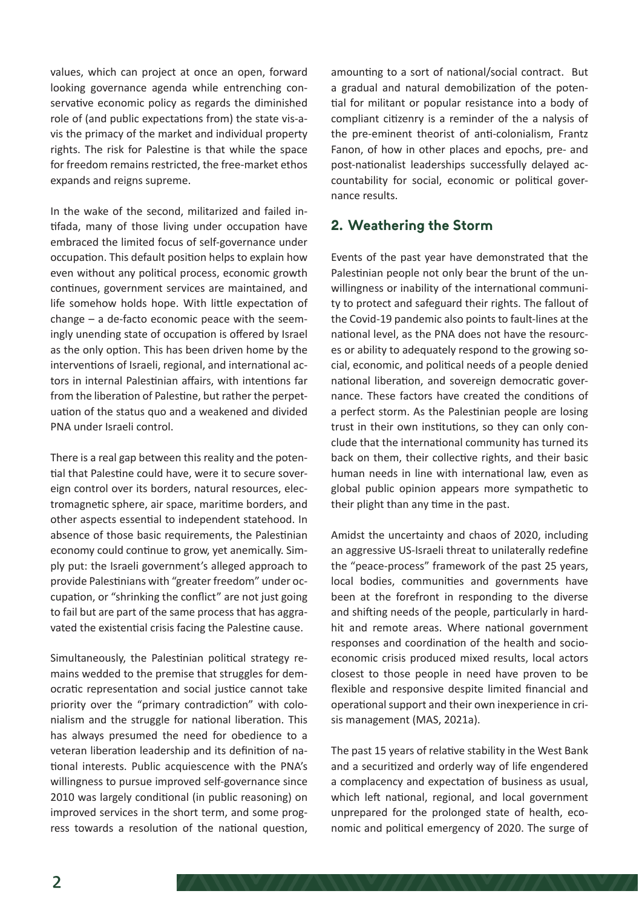values, which can project at once an open, forward looking governance agenda while entrenching conservative economic policy as regards the diminished role of (and public expectations from) the state vis-a-vis the primacy of the market and individual property rights. The risk for Palestine is that while the space for freedom remains restricted, the free-market ethos expands and reigns supreme.

In the wake of the second, militarized and failed intifada, many of those living under occupation have embraced the limited focus of self-governance under occupation. This default position helps to explain how even without any political process, economic growth continues, government services are maintained, and life somehow holds hope. With little expectation of change – a de-facto economic peace with the seemingly unending state of occupation is offered by Israel as the only option. This has been driven home by the interventions of Israeli, regional, and international actors in internal Palestinian affairs, with intentions far from the liberation of Palestine, but rather the perpetuation of the status quo and a weakened and divided PNA under Israeli control.

There is a real gap between this reality and the potential that Palestine could have, were it to secure sovereign control over its borders, natural resources, electromagnetic sphere, air space, maritime borders, and other aspects essential to independent statehood. In absence of those basic requirements, the Palestinian economy could continue to grow, yet anemically. Simply put: the Israeli government's alleged approach to provide Palestinians with "greater freedom" under occupation, or "shrinking the conflict" are not just going to fail but are part of the same process that has aggravated the existential crisis facing the Palestine cause.

Simultaneously, the Palestinian political strategy remains wedded to the premise that struggles for democratic representation and social justice cannot take priority over the "primary contradiction" with colonialism and the struggle for national liberation. This has always presumed the need for obedience to a veteran liberation leadership and its definition of national interests. Public acquiescence with the PNA's willingness to pursue improved self-governance since 2010 was largely conditional (in public reasoning) on improved services in the short term, and some progress towards a resolution of the national question, amounting to a sort of national/social contract. But a gradual and natural demobilization of the potential for militant or popular resistance into a body of compliant citizenry is a reminder of the a nalysis of the pre-eminent theorist of anti-colonialism, Frantz Fanon, of how in other places and epochs, pre- and post-nationalist leaderships successfully delayed accountability for social, economic or political governance results.

## 2. Weathering the Storm

Events of the past year have demonstrated that the Palestinian people not only bear the brunt of the unwillingness or inability of the international community to protect and safeguard their rights. The fallout of the Covid-19 pandemic also points to fault-lines at the national level, as the PNA does not have the resources or ability to adequately respond to the growing social, economic, and political needs of a people denied national liberation, and sovereign democratic governance. These factors have created the conditions of a perfect storm. As the Palestinian people are losing trust in their own institutions, so they can only conclude that the international community has turned its back on them, their collective rights, and their basic human needs in line with international law, even as global public opinion appears more sympathetic to their plight than any time in the past.

Amidst the uncertainty and chaos of 2020, including an aggressive US-Israeli threat to unilaterally redefine the "peace-process" framework of the past 25 years, local bodies, communities and governments have been at the forefront in responding to the diverse and shifting needs of the people, particularly in hard-hit and remote areas. Where national government responses and coordination of the health and socio-economic crisis produced mixed results, local actors closest to those people in need have proven to be flexible and responsive despite limited financial and operational support and their own inexperience in crisis management (MAS, 2021a).

The past 15 years of relative stability in the West Bank and a securitized and orderly way of life engendered a complacency and expectation of business as usual, which left national, regional, and local government unprepared for the prolonged state of health, economic and political emergency of 2020. The surge of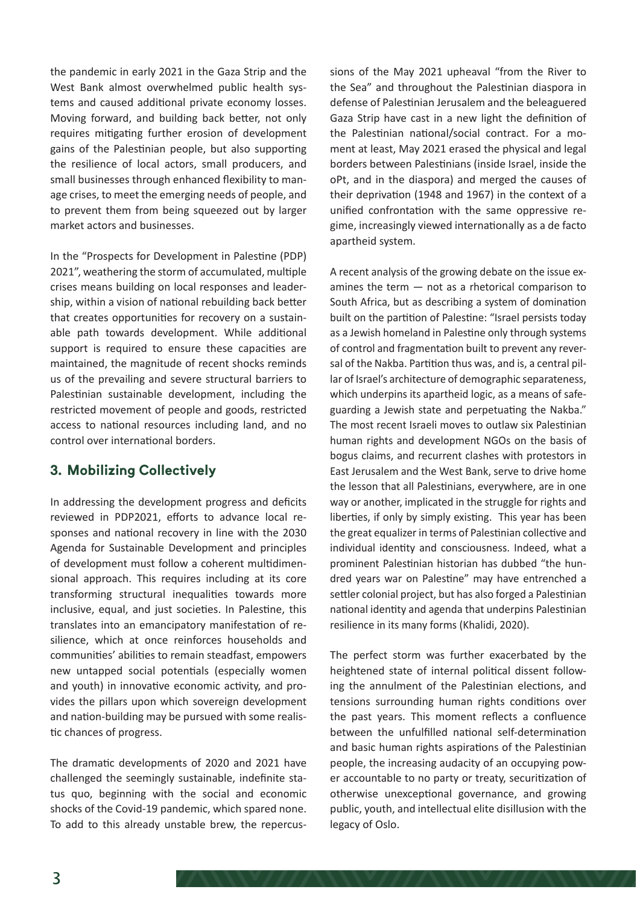the pandemic in early 2021 in the Gaza Strip and the West Bank almost overwhelmed public health systems and caused additional private economy losses. Moving forward, and building back better, not only requires mitigating further erosion of development gains of the Palestinian people, but also supporting the resilience of local actors, small producers, and small businesses through enhanced flexibility to manage crises, to meet the emerging needs of people, and to prevent them from being squeezed out by larger market actors and businesses.

In the "Prospects for Development in Palestine (PDP) 2021", weathering the storm of accumulated, multiple crises means building on local responses and leadership, within a vision of national rebuilding back better that creates opportunities for recovery on a sustainable path towards development. While additional support is required to ensure these capacities are maintained, the magnitude of recent shocks reminds us of the prevailing and severe structural barriers to Palestinian sustainable development, including the restricted movement of people and goods, restricted access to national resources including land, and no control over international borders.

## 3. Mobilizing Collectively

In addressing the development progress and deficits reviewed in PDP2021, efforts to advance local responses and national recovery in line with the 2030 Agenda for Sustainable Development and principles of development must follow a coherent multidimensional approach. This requires including at its core transforming structural inequalities towards more inclusive, equal, and just societies. In Palestine, this translates into an emancipatory manifestation of resilience, which at once reinforces households and communities' abilities to remain steadfast, empowers new untapped social potentials (especially women and youth) in innovative economic activity, and provides the pillars upon which sovereign development and nation-building may be pursued with some realistic chances of progress.

The dramatic developments of 2020 and 2021 have challenged the seemingly sustainable, indefinite status quo, beginning with the social and economic shocks of the Covid-19 pandemic, which spared none. To add to this already unstable brew, the repercussions of the May 2021 upheaval "from the River to the Sea" and throughout the Palestinian diaspora in defense of Palestinian Jerusalem and the beleaguered Gaza Strip have cast in a new light the definition of the Palestinian national/social contract. For a moment at least, May 2021 erased the physical and legal borders between Palestinians (inside Israel, inside the oPt, and in the diaspora) and merged the causes of their deprivation (1948 and 1967) in the context of a unified confrontation with the same oppressive regime, increasingly viewed internationally as a de facto apartheid system.

A recent analysis of the growing debate on the issue examines the term — not as a rhetorical comparison to South Africa, but as describing a system of domination built on the partition of Palestine: "Israel persists today as a Jewish homeland in Palestine only through systems of control and fragmentation built to prevent any reversal of the Nakba. Partition thus was, and is, a central pillar of Israel's architecture of demographic separateness, which underpins its apartheid logic, as a means of safeguarding a Jewish state and perpetuating the Nakba." The most recent Israeli moves to outlaw six Palestinian human rights and development NGOs on the basis of bogus claims, and recurrent clashes with protestors in East Jerusalem and the West Bank, serve to drive home the lesson that all Palestinians, everywhere, are in one way or another, implicated in the struggle for rights and liberties, if only by simply existing. This year has been the great equalizer in terms of Palestinian collective and individual identity and consciousness. Indeed, what a prominent Palestinian historian has dubbed "the hundred years war on Palestine" may have entrenched a settler colonial project, but has also forged a Palestinian national identity and agenda that underpins Palestinian resilience in its many forms (Khalidi, 2020).

The perfect storm was further exacerbated by the heightened state of internal political dissent following the annulment of the Palestinian elections, and tensions surrounding human rights conditions over the past years. This moment reflects a confluence between the unfulfilled national self-determination and basic human rights aspirations of the Palestinian people, the increasing audacity of an occupying power accountable to no party or treaty, securitization of otherwise unexceptional governance, and growing public, youth, and intellectual elite disillusion with the legacy of Oslo.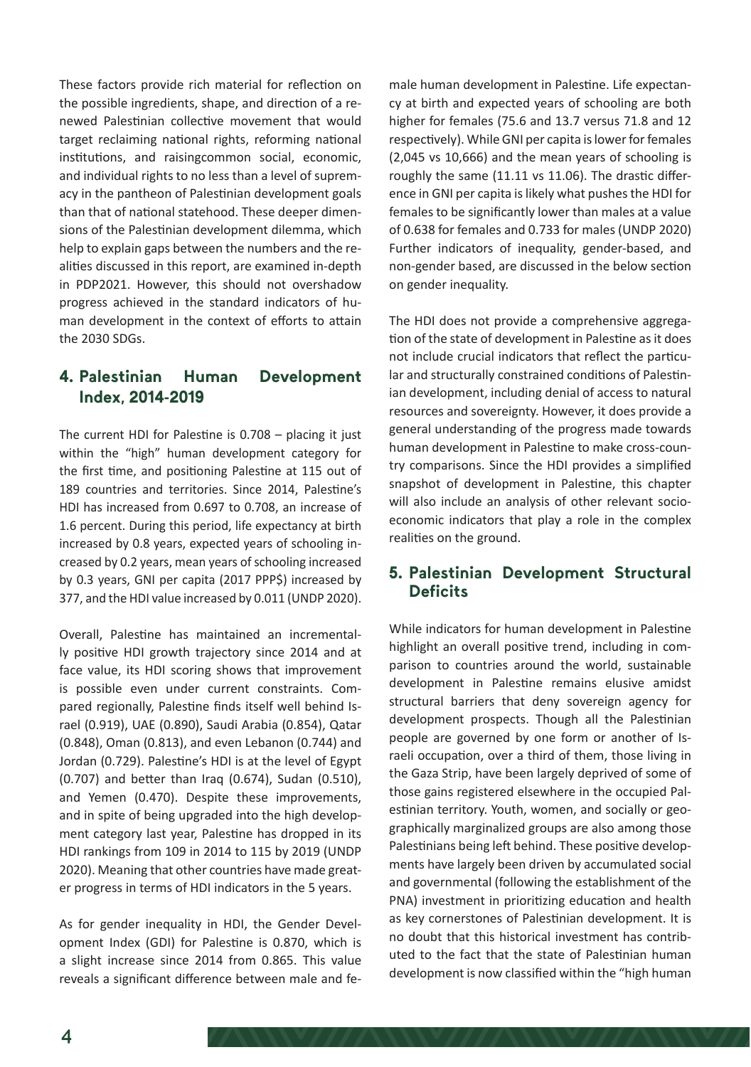These factors provide rich material for reflection on the possible ingredients, shape, and direction of a renewed Palestinian collective movement that would target reclaiming national rights, reforming national institutions, and raisingcommon social, economic, and individual rights to no less than a level of supremacy in the pantheon of Palestinian development goals than that of national statehood. These deeper dimensions of the Palestinian development dilemma, which help to explain gaps between the numbers and the realities discussed in this report, are examined in-depth in PDP2021. However, this should not overshadow progress achieved in the standard indicators of human development in the context of efforts to attain the 2030 SDGs.

## 4. Palestinian Human Development Index, 2014-2019

The current HDI for Palestine is 0.708 – placing it just within the "high" human development category for the first time, and positioning Palestine at 115 out of 189 countries and territories. Since 2014, Palestine's HDI has increased from 0.697 to 0.708, an increase of 1.6 percent. During this period, life expectancy at birth increased by 0.8 years, expected years of schooling increased by 0.2 years, mean years of schooling increased by 0.3 years, GNI per capita (2017 PPP$) increased by 377, and the HDI value increased by 0.011 (UNDP 2020).

Overall, Palestine has maintained an incrementally positive HDI growth trajectory since 2014 and at face value, its HDI scoring shows that improvement is possible even under current constraints. Compared regionally, Palestine finds itself well behind Israel (0.919), UAE (0.890), Saudi Arabia (0.854), Qatar (0.848), Oman (0.813), and even Lebanon (0.744) and Jordan (0.729). Palestine's HDI is at the level of Egypt (0.707) and better than Iraq (0.674), Sudan (0.510), and Yemen (0.470). Despite these improvements, and in spite of being upgraded into the high development category last year, Palestine has dropped in its HDI rankings from 109 in 2014 to 115 by 2019 (UNDP 2020). Meaning that other countries have made greater progress in terms of HDI indicators in the 5 years.

As for gender inequality in HDI, the Gender Development Index (GDI) for Palestine is 0.870, which is a slight increase since 2014 from 0.865. This value reveals a significant difference between male and female human development in Palestine. Life expectancy at birth and expected years of schooling are both higher for females (75.6 and 13.7 versus 71.8 and 12 respectively). While GNI per capita is lower for females (2,045 vs 10,666) and the mean years of schooling is roughly the same (11.11 vs 11.06). The drastic difference in GNI per capita is likely what pushes the HDI for females to be significantly lower than males at a value of 0.638 for females and 0.733 for males (UNDP 2020) Further indicators of inequality, gender-based, and non-gender based, are discussed in the below section on gender inequality.

The HDI does not provide a comprehensive aggregation of the state of development in Palestine as it does not include crucial indicators that reflect the particular and structurally constrained conditions of Palestinian development, including denial of access to natural resources and sovereignty. However, it does provide a general understanding of the progress made towards human development in Palestine to make cross-country comparisons. Since the HDI provides a simplified snapshot of development in Palestine, this chapter will also include an analysis of other relevant socioeconomic indicators that play a role in the complex realities on the ground.

## 5. Palestinian Development Structural Deficits

While indicators for human development in Palestine highlight an overall positive trend, including in comparison to countries around the world, sustainable development in Palestine remains elusive amidst structural barriers that deny sovereign agency for development prospects. Though all the Palestinian people are governed by one form or another of Israeli occupation, over a third of them, those living in the Gaza Strip, have been largely deprived of some of those gains registered elsewhere in the occupied Palestinian territory. Youth, women, and socially or geographically marginalized groups are also among those Palestinians being left behind. These positive developments have largely been driven by accumulated social and governmental (following the establishment of the PNA) investment in prioritizing education and health as key cornerstones of Palestinian development. It is no doubt that this historical investment has contributed to the fact that the state of Palestinian human development is now classified within the "high human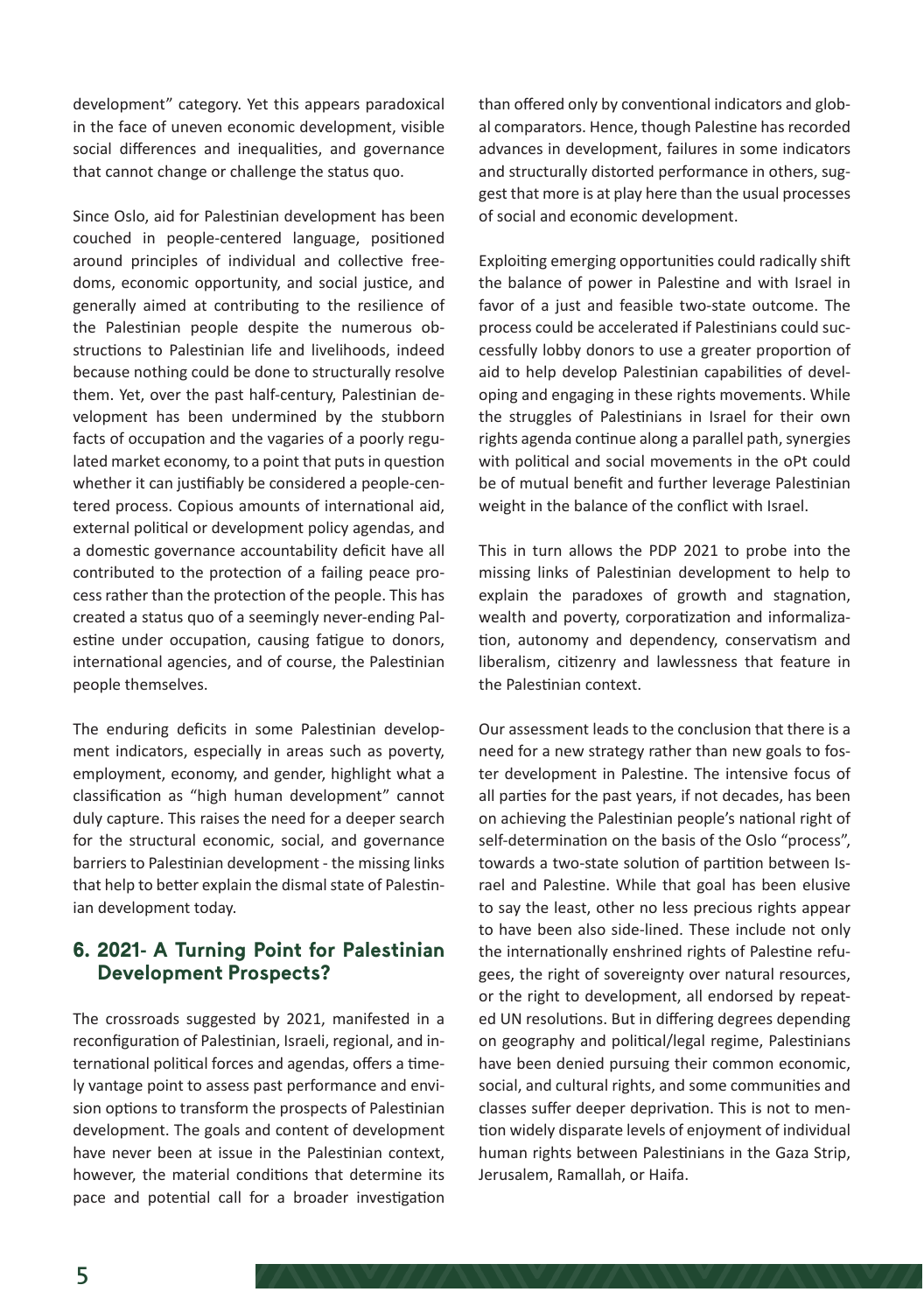development" category. Yet this appears paradoxical in the face of uneven economic development, visible social differences and inequalities, and governance that cannot change or challenge the status quo.

Since Oslo, aid for Palestinian development has been couched in people-centered language, positioned around principles of individual and collective freedoms, economic opportunity, and social justice, and generally aimed at contributing to the resilience of the Palestinian people despite the numerous obstructions to Palestinian life and livelihoods, indeed because nothing could be done to structurally resolve them. Yet, over the past half-century, Palestinian development has been undermined by the stubborn facts of occupation and the vagaries of a poorly regulated market economy, to a point that puts in question whether it can justifiably be considered a people-centered process. Copious amounts of international aid, external political or development policy agendas, and a domestic governance accountability deficit have all contributed to the protection of a failing peace process rather than the protection of the people. This has created a status quo of a seemingly never-ending Palestine under occupation, causing fatigue to donors, international agencies, and of course, the Palestinian people themselves.

The enduring deficits in some Palestinian development indicators, especially in areas such as poverty, employment, economy, and gender, highlight what a classification as "high human development" cannot duly capture. This raises the need for a deeper search for the structural economic, social, and governance barriers to Palestinian development - the missing links that help to better explain the dismal state of Palestinian development today.

## 6. 2021- A Turning Point for Palestinian Development Prospects?

The crossroads suggested by 2021, manifested in a reconfiguration of Palestinian, Israeli, regional, and international political forces and agendas, offers a timely vantage point to assess past performance and envision options to transform the prospects of Palestinian development. The goals and content of development have never been at issue in the Palestinian context, however, the material conditions that determine its pace and potential call for a broader investigation than offered only by conventional indicators and global comparators. Hence, though Palestine has recorded advances in development, failures in some indicators and structurally distorted performance in others, suggest that more is at play here than the usual processes of social and economic development.

Exploiting emerging opportunities could radically shift the balance of power in Palestine and with Israel in favor of a just and feasible two-state outcome. The process could be accelerated if Palestinians could successfully lobby donors to use a greater proportion of aid to help develop Palestinian capabilities of developing and engaging in these rights movements. While the struggles of Palestinians in Israel for their own rights agenda continue along a parallel path, synergies with political and social movements in the oPt could be of mutual benefit and further leverage Palestinian weight in the balance of the conflict with Israel.

This in turn allows the PDP 2021 to probe into the missing links of Palestinian development to help to explain the paradoxes of growth and stagnation, wealth and poverty, corporatization and informalization, autonomy and dependency, conservatism and liberalism, citizenry and lawlessness that feature in the Palestinian context.

Our assessment leads to the conclusion that there is a need for a new strategy rather than new goals to foster development in Palestine. The intensive focus of all parties for the past years, if not decades, has been on achieving the Palestinian people's national right of self-determination on the basis of the Oslo "process", towards a two-state solution of partition between Israel and Palestine. While that goal has been elusive to say the least, other no less precious rights appear to have been also side-lined. These include not only the internationally enshrined rights of Palestine refugees, the right of sovereignty over natural resources, or the right to development, all endorsed by repeated UN resolutions. But in differing degrees depending on geography and political/legal regime, Palestinians have been denied pursuing their common economic, social, and cultural rights, and some communities and classes suffer deeper deprivation. This is not to mention widely disparate levels of enjoyment of individual human rights between Palestinians in the Gaza Strip, Jerusalem, Ramallah, or Haifa.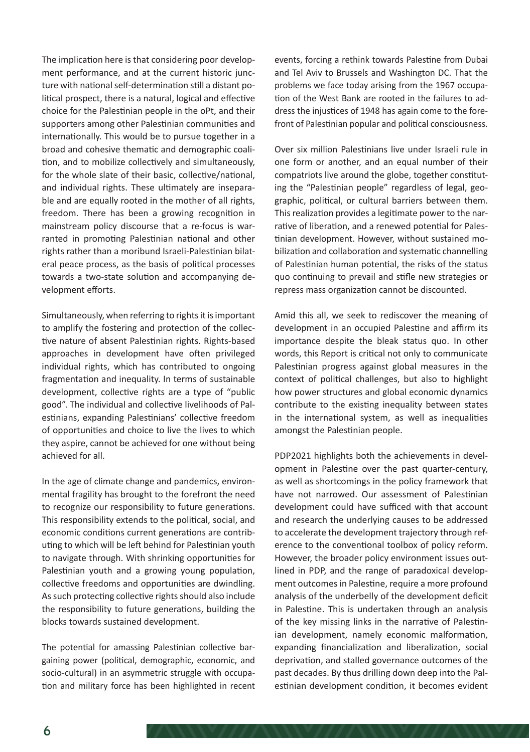The implication here is that considering poor development performance, and at the current historic juncture with national self-determination still a distant political prospect, there is a natural, logical and effective choice for the Palestinian people in the oPt, and their supporters among other Palestinian communities and internationally. This would be to pursue together in a broad and cohesive thematic and demographic coalition, and to mobilize collectively and simultaneously, for the whole slate of their basic, collective/national, and individual rights. These ultimately are inseparable and are equally rooted in the mother of all rights, freedom. There has been a growing recognition in mainstream policy discourse that a re-focus is warranted in promoting Palestinian national and other rights rather than a moribund Israeli-Palestinian bilateral peace process, as the basis of political processes towards a two-state solution and accompanying development efforts.

Simultaneously, when referring to rights it is important to amplify the fostering and protection of the collective nature of absent Palestinian rights. Rights-based approaches in development have often privileged individual rights, which has contributed to ongoing fragmentation and inequality. In terms of sustainable development, collective rights are a type of "public good". The individual and collective livelihoods of Palestinians, expanding Palestinians' collective freedom of opportunities and choice to live the lives to which they aspire, cannot be achieved for one without being achieved for all.

In the age of climate change and pandemics, environmental fragility has brought to the forefront the need to recognize our responsibility to future generations. This responsibility extends to the political, social, and economic conditions current generations are contributing to which will be left behind for Palestinian youth to navigate through. With shrinking opportunities for Palestinian youth and a growing young population, collective freedoms and opportunities are dwindling. As such protecting collective rights should also include the responsibility to future generations, building the blocks towards sustained development.

The potential for amassing Palestinian collective bargaining power (political, demographic, economic, and socio-cultural) in an asymmetric struggle with occupation and military force has been highlighted in recent events, forcing a rethink towards Palestine from Dubai and Tel Aviv to Brussels and Washington DC. That the problems we face today arising from the 1967 occupation of the West Bank are rooted in the failures to address the injustices of 1948 has again come to the forefront of Palestinian popular and political consciousness.

Over six million Palestinians live under Israeli rule in one form or another, and an equal number of their compatriots live around the globe, together constituting the "Palestinian people" regardless of legal, geographic, political, or cultural barriers between them. This realization provides a legitimate power to the narrative of liberation, and a renewed potential for Palestinian development. However, without sustained mobilization and collaboration and systematic channelling of Palestinian human potential, the risks of the status quo continuing to prevail and stifle new strategies or repress mass organization cannot be discounted.

Amid this all, we seek to rediscover the meaning of development in an occupied Palestine and affirm its importance despite the bleak status quo. In other words, this Report is critical not only to communicate Palestinian progress against global measures in the context of political challenges, but also to highlight how power structures and global economic dynamics contribute to the existing inequality between states in the international system, as well as inequalities amongst the Palestinian people.

PDP2021 highlights both the achievements in development in Palestine over the past quarter-century, as well as shortcomings in the policy framework that have not narrowed. Our assessment of Palestinian development could have sufficed with that account and research the underlying causes to be addressed to accelerate the development trajectory through reference to the conventional toolbox of policy reform. However, the broader policy environment issues outlined in PDP, and the range of paradoxical development outcomes in Palestine, require a more profound analysis of the underbelly of the development deficit in Palestine. This is undertaken through an analysis of the key missing links in the narrative of Palestinian development, namely economic malformation, expanding financialization and liberalization, social deprivation, and stalled governance outcomes of the past decades. By thus drilling down deep into the Palestinian development condition, it becomes evident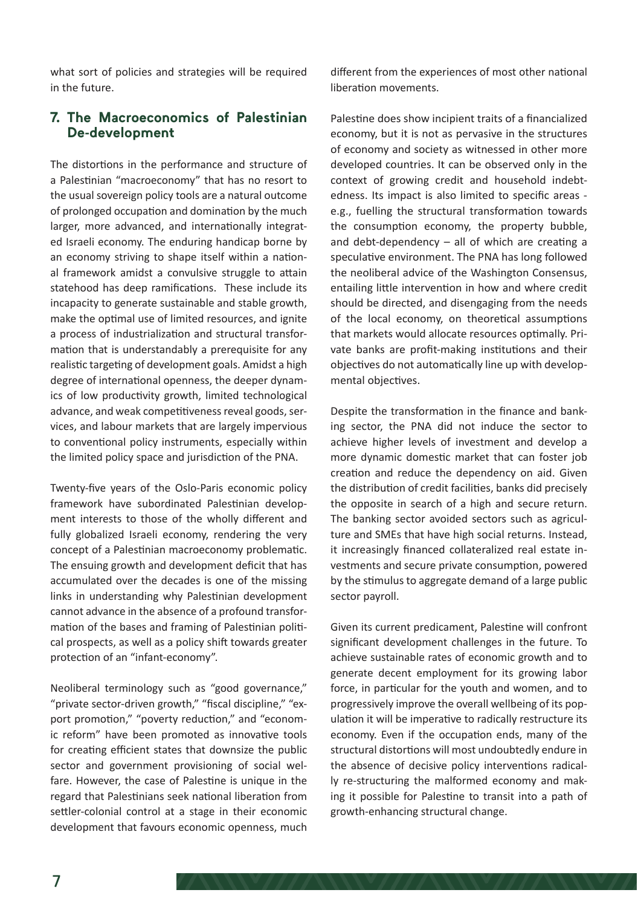what sort of policies and strategies will be required in the future.

## 7. The Macroeconomics of Palestinian De-development

The distortions in the performance and structure of a Palestinian "macroeconomy" that has no resort to the usual sovereign policy tools are a natural outcome of prolonged occupation and domination by the much larger, more advanced, and internationally integrated Israeli economy. The enduring handicap borne by an economy striving to shape itself within a national framework amidst a convulsive struggle to attain statehood has deep ramifications. These include its incapacity to generate sustainable and stable growth, make the optimal use of limited resources, and ignite a process of industrialization and structural transformation that is understandably a prerequisite for any realistic targeting of development goals. Amidst a high degree of international openness, the deeper dynamics of low productivity growth, limited technological advance, and weak competitiveness reveal goods, services, and labour markets that are largely impervious to conventional policy instruments, especially within the limited policy space and jurisdiction of the PNA.

Twenty-five years of the Oslo-Paris economic policy framework have subordinated Palestinian development interests to those of the wholly different and fully globalized Israeli economy, rendering the very concept of a Palestinian macroeconomy problematic. The ensuing growth and development deficit that has accumulated over the decades is one of the missing links in understanding why Palestinian development cannot advance in the absence of a profound transformation of the bases and framing of Palestinian political prospects, as well as a policy shift towards greater protection of an "infant-economy".

Neoliberal terminology such as "good governance," "private sector-driven growth," "fiscal discipline," "export promotion," "poverty reduction," and "economic reform" have been promoted as innovative tools for creating efficient states that downsize the public sector and government provisioning of social welfare. However, the case of Palestine is unique in the regard that Palestinians seek national liberation from settler-colonial control at a stage in their economic development that favours economic openness, much different from the experiences of most other national liberation movements.

Palestine does show incipient traits of a financialized economy, but it is not as pervasive in the structures of economy and society as witnessed in other more developed countries. It can be observed only in the context of growing credit and household indebtedness. Its impact is also limited to specific areas - e.g., fuelling the structural transformation towards the consumption economy, the property bubble, and debt-dependency – all of which are creating a speculative environment. The PNA has long followed the neoliberal advice of the Washington Consensus, entailing little intervention in how and where credit should be directed, and disengaging from the needs of the local economy, on theoretical assumptions that markets would allocate resources optimally. Private banks are profit-making institutions and their objectives do not automatically line up with developmental objectives.

Despite the transformation in the finance and banking sector, the PNA did not induce the sector to achieve higher levels of investment and develop a more dynamic domestic market that can foster job creation and reduce the dependency on aid. Given the distribution of credit facilities, banks did precisely the opposite in search of a high and secure return. The banking sector avoided sectors such as agriculture and SMEs that have high social returns. Instead, it increasingly financed collateralized real estate investments and secure private consumption, powered by the stimulus to aggregate demand of a large public sector payroll.

Given its current predicament, Palestine will confront significant development challenges in the future. To achieve sustainable rates of economic growth and to generate decent employment for its growing labor force, in particular for the youth and women, and to progressively improve the overall wellbeing of its population it will be imperative to radically restructure its economy. Even if the occupation ends, many of the structural distortions will most undoubtedly endure in the absence of decisive policy interventions radically re-structuring the malformed economy and making it possible for Palestine to transit into a path of growth-enhancing structural change.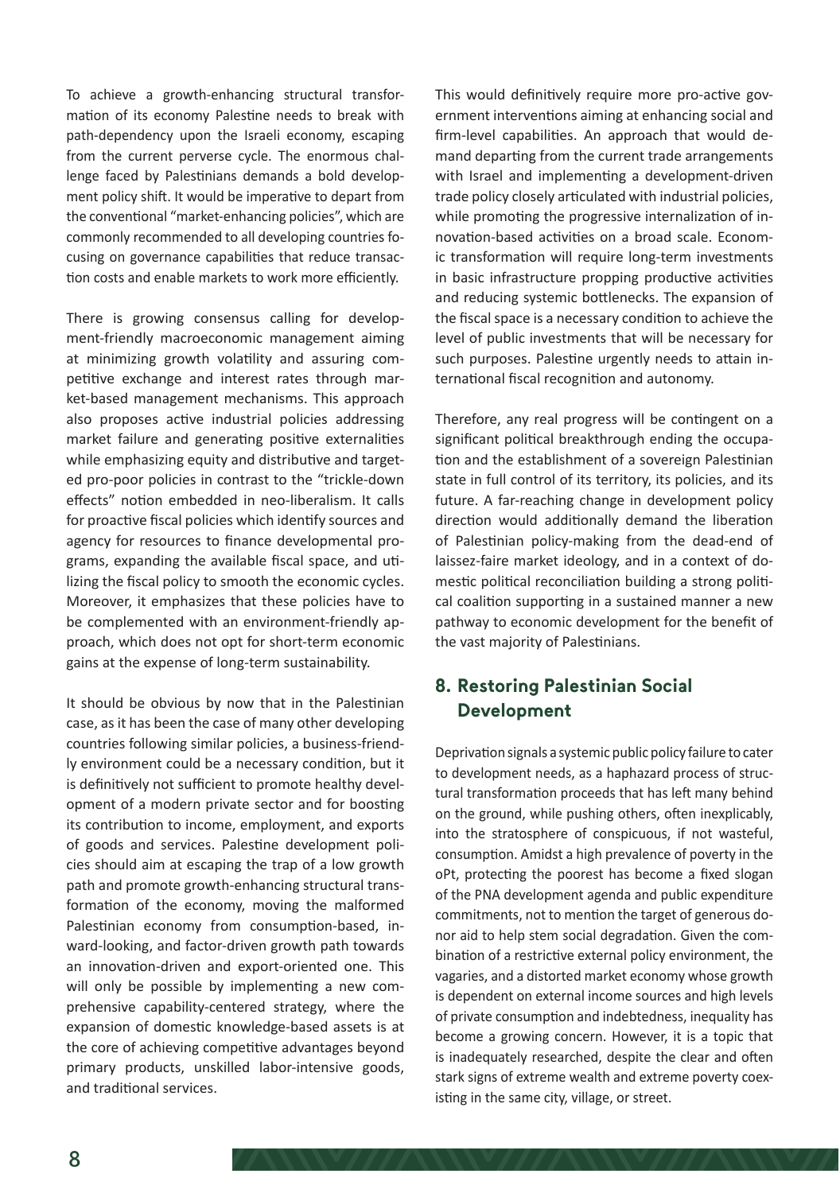To achieve a growth-enhancing structural transformation of its economy Palestine needs to break with path-dependency upon the Israeli economy, escaping from the current perverse cycle. The enormous challenge faced by Palestinians demands a bold development policy shift. It would be imperative to depart from the conventional "market-enhancing policies", which are commonly recommended to all developing countries focusing on governance capabilities that reduce transaction costs and enable markets to work more efficiently.

There is growing consensus calling for development-friendly macroeconomic management aiming at minimizing growth volatility and assuring competitive exchange and interest rates through market-based management mechanisms. This approach also proposes active industrial policies addressing market failure and generating positive externalities while emphasizing equity and distributive and targeted pro-poor policies in contrast to the "trickle-down effects" notion embedded in neo-liberalism. It calls for proactive fiscal policies which identify sources and agency for resources to finance developmental programs, expanding the available fiscal space, and utilizing the fiscal policy to smooth the economic cycles. Moreover, it emphasizes that these policies have to be complemented with an environment-friendly approach, which does not opt for short-term economic gains at the expense of long-term sustainability.

It should be obvious by now that in the Palestinian case, as it has been the case of many other developing countries following similar policies, a business-friendly environment could be a necessary condition, but it is definitively not sufficient to promote healthy development of a modern private sector and for boosting its contribution to income, employment, and exports of goods and services. Palestine development policies should aim at escaping the trap of a low growth path and promote growth-enhancing structural transformation of the economy, moving the malformed Palestinian economy from consumption-based, inward-looking, and factor-driven growth path towards an innovation-driven and export-oriented one. This will only be possible by implementing a new comprehensive capability-centered strategy, where the expansion of domestic knowledge-based assets is at the core of achieving competitive advantages beyond primary products, unskilled labor-intensive goods, and traditional services.

This would definitively require more pro-active government interventions aiming at enhancing social and firm-level capabilities. An approach that would demand departing from the current trade arrangements with Israel and implementing a development-driven trade policy closely articulated with industrial policies, while promoting the progressive internalization of innovation-based activities on a broad scale. Economic transformation will require long-term investments in basic infrastructure propping productive activities and reducing systemic bottlenecks. The expansion of the fiscal space is a necessary condition to achieve the level of public investments that will be necessary for such purposes. Palestine urgently needs to attain international fiscal recognition and autonomy.

Therefore, any real progress will be contingent on a significant political breakthrough ending the occupation and the establishment of a sovereign Palestinian state in full control of its territory, its policies, and its future. A far-reaching change in development policy direction would additionally demand the liberation of Palestinian policy-making from the dead-end of laissez-faire market ideology, and in a context of domestic political reconciliation building a strong political coalition supporting in a sustained manner a new pathway to economic development for the benefit of the vast majority of Palestinians.

## 8. Restoring Palestinian Social Development

Deprivation signals a systemic public policy failure to cater to development needs, as a haphazard process of structural transformation proceeds that has left many behind on the ground, while pushing others, often inexplicably, into the stratosphere of conspicuous, if not wasteful, consumption. Amidst a high prevalence of poverty in the oPt, protecting the poorest has become a fixed slogan of the PNA development agenda and public expenditure commitments, not to mention the target of generous donor aid to help stem social degradation. Given the combination of a restrictive external policy environment, the vagaries, and a distorted market economy whose growth is dependent on external income sources and high levels of private consumption and indebtedness, inequality has become a growing concern. However, it is a topic that is inadequately researched, despite the clear and often stark signs of extreme wealth and extreme poverty coexisting in the same city, village, or street.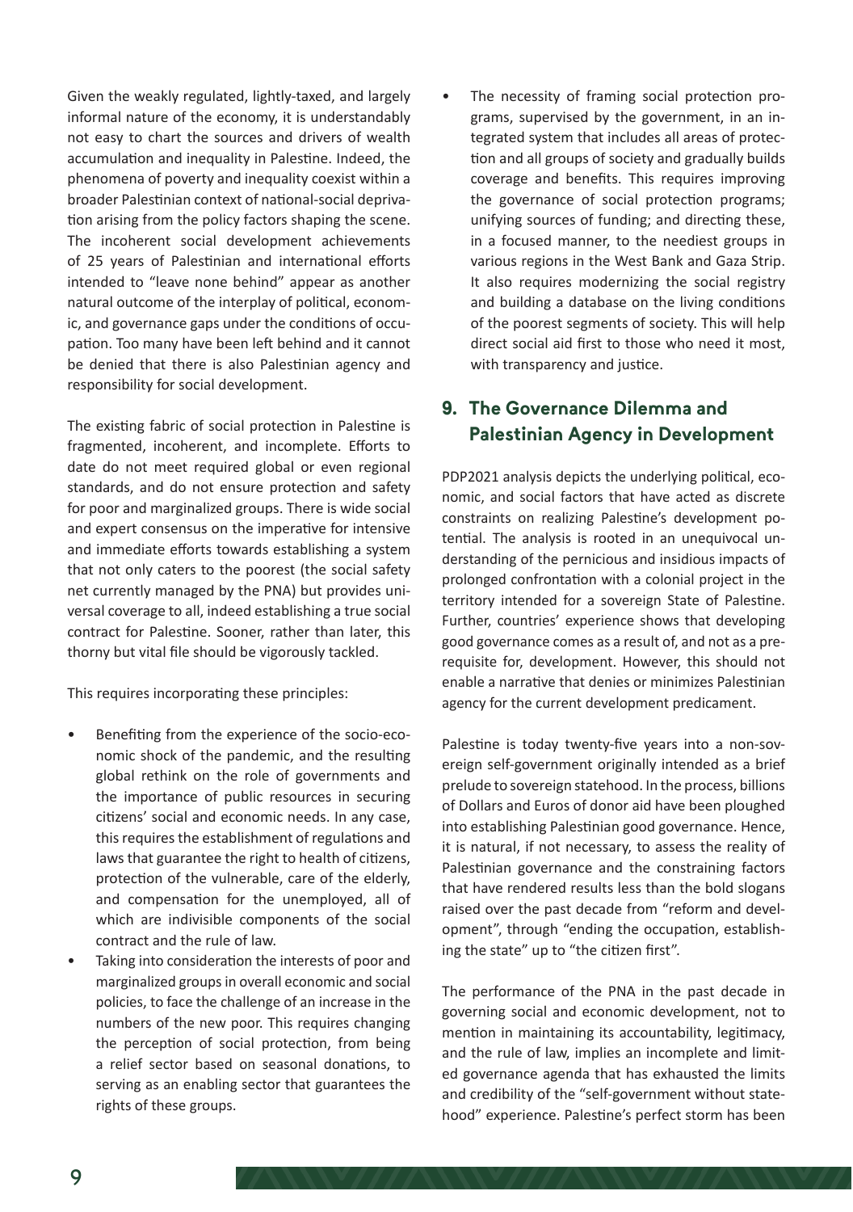Given the weakly regulated, lightly-taxed, and largely informal nature of the economy, it is understandably not easy to chart the sources and drivers of wealth accumulation and inequality in Palestine. Indeed, the phenomena of poverty and inequality coexist within a broader Palestinian context of national-social deprivation arising from the policy factors shaping the scene. The incoherent social development achievements of 25 years of Palestinian and international efforts intended to "leave none behind" appear as another natural outcome of the interplay of political, economic, and governance gaps under the conditions of occupation. Too many have been left behind and it cannot be denied that there is also Palestinian agency and responsibility for social development.

The existing fabric of social protection in Palestine is fragmented, incoherent, and incomplete. Efforts to date do not meet required global or even regional standards, and do not ensure protection and safety for poor and marginalized groups. There is wide social and expert consensus on the imperative for intensive and immediate efforts towards establishing a system that not only caters to the poorest (the social safety net currently managed by the PNA) but provides universal coverage to all, indeed establishing a true social contract for Palestine. Sooner, rather than later, this thorny but vital file should be vigorously tackled.

This requires incorporating these principles:

- Benefiting from the experience of the socio-economic shock of the pandemic, and the resulting global rethink on the role of governments and the importance of public resources in securing citizens' social and economic needs. In any case, this requires the establishment of regulations and laws that guarantee the right to health of citizens, protection of the vulnerable, care of the elderly, and compensation for the unemployed, all of which are indivisible components of the social contract and the rule of law.
- Taking into consideration the interests of poor and marginalized groups in overall economic and social policies, to face the challenge of an increase in the numbers of the new poor. This requires changing the perception of social protection, from being a relief sector based on seasonal donations, to serving as an enabling sector that guarantees the rights of these groups.
- The necessity of framing social protection programs, supervised by the government, in an integrated system that includes all areas of protection and all groups of society and gradually builds coverage and benefits. This requires improving the governance of social protection programs; unifying sources of funding; and directing these, in a focused manner, to the neediest groups in various regions in the West Bank and Gaza Strip. It also requires modernizing the social registry and building a database on the living conditions of the poorest segments of society. This will help direct social aid first to those who need it most, with transparency and justice.

## 9. The Governance Dilemma and Palestinian Agency in Development

PDP2021 analysis depicts the underlying political, economic, and social factors that have acted as discrete constraints on realizing Palestine's development potential. The analysis is rooted in an unequivocal understanding of the pernicious and insidious impacts of prolonged confrontation with a colonial project in the territory intended for a sovereign State of Palestine. Further, countries' experience shows that developing good governance comes as a result of, and not as a prerequisite for, development. However, this should not enable a narrative that denies or minimizes Palestinian agency for the current development predicament.

Palestine is today twenty-five years into a non-sovereign self-government originally intended as a brief prelude to sovereign statehood. In the process, billions of Dollars and Euros of donor aid have been ploughed into establishing Palestinian good governance. Hence, it is natural, if not necessary, to assess the reality of Palestinian governance and the constraining factors that have rendered results less than the bold slogans raised over the past decade from "reform and development", through "ending the occupation, establishing the state" up to "the citizen first".

The performance of the PNA in the past decade in governing social and economic development, not to mention in maintaining its accountability, legitimacy, and the rule of law, implies an incomplete and limited governance agenda that has exhausted the limits and credibility of the "self-government without statehood" experience. Palestine's perfect storm has been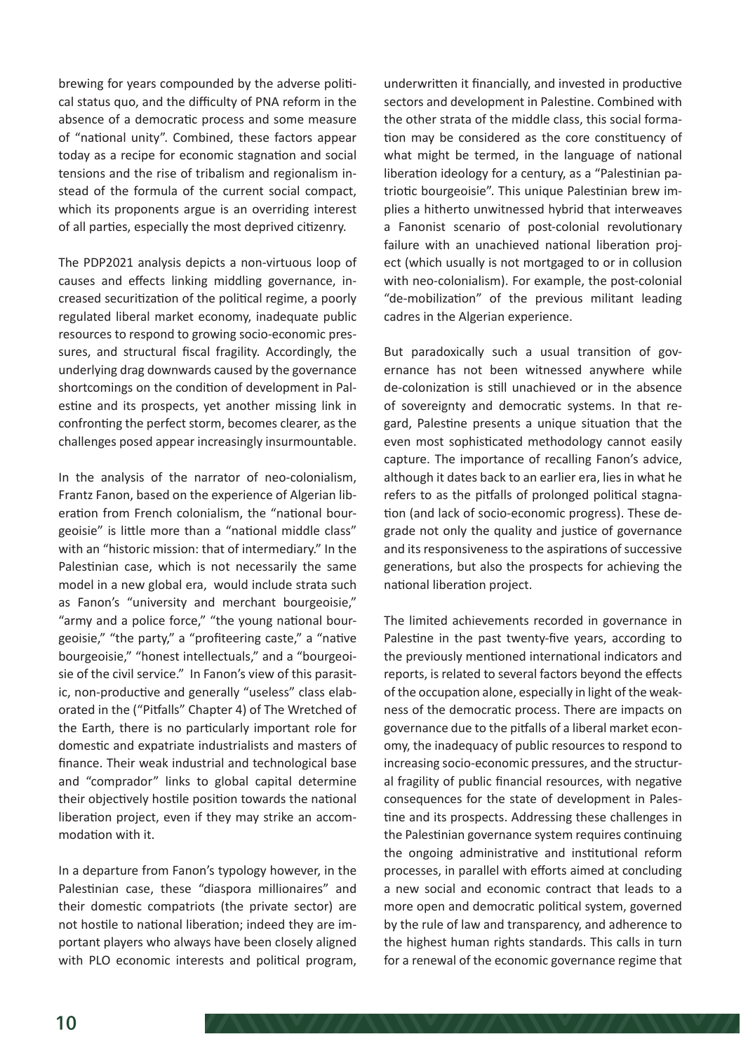brewing for years compounded by the adverse political status quo, and the difficulty of PNA reform in the absence of a democratic process and some measure of "national unity". Combined, these factors appear today as a recipe for economic stagnation and social tensions and the rise of tribalism and regionalism instead of the formula of the current social compact, which its proponents argue is an overriding interest of all parties, especially the most deprived citizenry.

The PDP2021 analysis depicts a non-virtuous loop of causes and effects linking middling governance, increased securitization of the political regime, a poorly regulated liberal market economy, inadequate public resources to respond to growing socio-economic pressures, and structural fiscal fragility. Accordingly, the underlying drag downwards caused by the governance shortcomings on the condition of development in Palestine and its prospects, yet another missing link in confronting the perfect storm, becomes clearer, as the challenges posed appear increasingly insurmountable.

In the analysis of the narrator of neo-colonialism, Frantz Fanon, based on the experience of Algerian liberation from French colonialism, the "national bourgeoisie" is little more than a "national middle class" with an "historic mission: that of intermediary." In the Palestinian case, which is not necessarily the same model in a new global era, would include strata such as Fanon's "university and merchant bourgeoisie," "army and a police force," "the young national bourgeoisie," "the party," a "profiteering caste," a "native bourgeoisie," "honest intellectuals," and a "bourgeoisie of the civil service." In Fanon's view of this parasitic, non-productive and generally "useless" class elaborated in the ("Pitfalls" Chapter 4) of The Wretched of the Earth, there is no particularly important role for domestic and expatriate industrialists and masters of finance. Their weak industrial and technological base and "comprador" links to global capital determine their objectively hostile position towards the national liberation project, even if they may strike an accommodation with it.

In a departure from Fanon's typology however, in the Palestinian case, these "diaspora millionaires" and their domestic compatriots (the private sector) are not hostile to national liberation; indeed they are important players who always have been closely aligned with PLO economic interests and political program, underwritten it financially, and invested in productive sectors and development in Palestine. Combined with the other strata of the middle class, this social formation may be considered as the core constituency of what might be termed, in the language of national liberation ideology for a century, as a "Palestinian patriotic bourgeoisie". This unique Palestinian brew implies a hitherto unwitnessed hybrid that interweaves a Fanonist scenario of post-colonial revolutionary failure with an unachieved national liberation project (which usually is not mortgaged to or in collusion with neo-colonialism). For example, the post-colonial "de-mobilization" of the previous militant leading cadres in the Algerian experience.

But paradoxically such a usual transition of governance has not been witnessed anywhere while de-colonization is still unachieved or in the absence of sovereignty and democratic systems. In that regard, Palestine presents a unique situation that the even most sophisticated methodology cannot easily capture. The importance of recalling Fanon's advice, although it dates back to an earlier era, lies in what he refers to as the pitfalls of prolonged political stagnation (and lack of socio-economic progress). These degrade not only the quality and justice of governance and its responsiveness to the aspirations of successive generations, but also the prospects for achieving the national liberation project.

The limited achievements recorded in governance in Palestine in the past twenty-five years, according to the previously mentioned international indicators and reports, is related to several factors beyond the effects of the occupation alone, especially in light of the weakness of the democratic process. There are impacts on governance due to the pitfalls of a liberal market economy, the inadequacy of public resources to respond to increasing socio-economic pressures, and the structural fragility of public financial resources, with negative consequences for the state of development in Palestine and its prospects. Addressing these challenges in the Palestinian governance system requires continuing the ongoing administrative and institutional reform processes, in parallel with efforts aimed at concluding a new social and economic contract that leads to a more open and democratic political system, governed by the rule of law and transparency, and adherence to the highest human rights standards. This calls in turn for a renewal of the economic governance regime that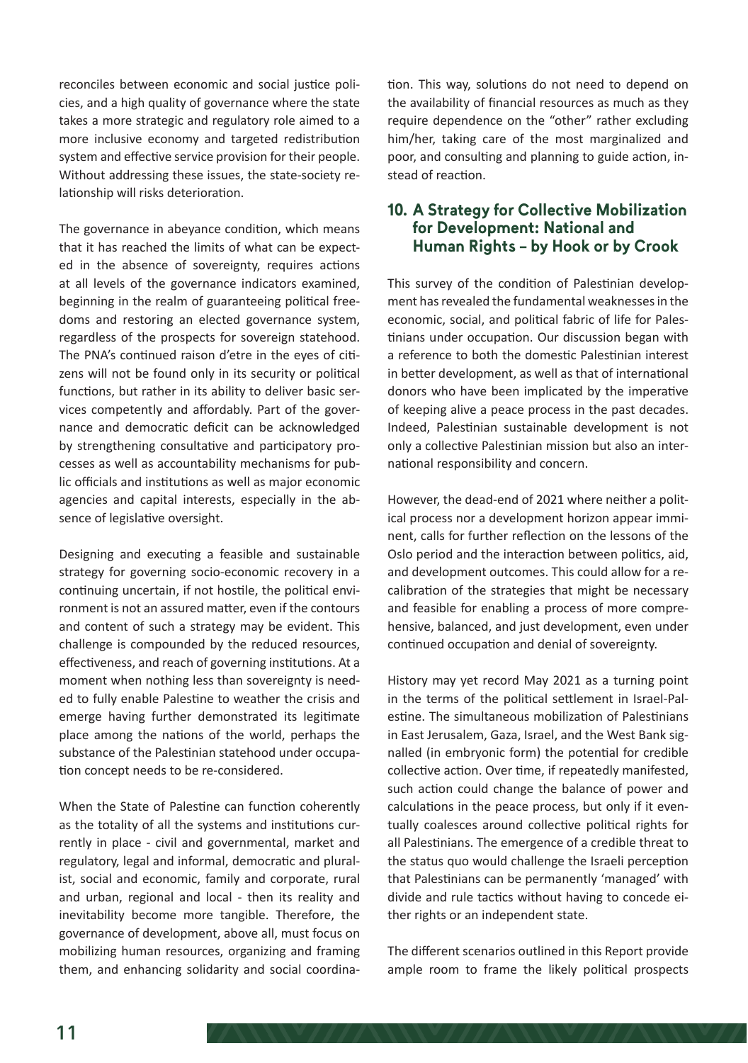reconciles between economic and social justice policies, and a high quality of governance where the state takes a more strategic and regulatory role aimed to a more inclusive economy and targeted redistribution system and effective service provision for their people. Without addressing these issues, the state-society relationship will risks deterioration.

The governance in abeyance condition, which means that it has reached the limits of what can be expected in the absence of sovereignty, requires actions at all levels of the governance indicators examined, beginning in the realm of guaranteeing political freedoms and restoring an elected governance system, regardless of the prospects for sovereign statehood. The PNA's continued raison d'etre in the eyes of citizens will not be found only in its security or political functions, but rather in its ability to deliver basic services competently and affordably. Part of the governance and democratic deficit can be acknowledged by strengthening consultative and participatory processes as well as accountability mechanisms for public officials and institutions as well as major economic agencies and capital interests, especially in the absence of legislative oversight.

Designing and executing a feasible and sustainable strategy for governing socio-economic recovery in a continuing uncertain, if not hostile, the political environment is not an assured matter, even if the contours and content of such a strategy may be evident. This challenge is compounded by the reduced resources, effectiveness, and reach of governing institutions. At a moment when nothing less than sovereignty is needed to fully enable Palestine to weather the crisis and emerge having further demonstrated its legitimate place among the nations of the world, perhaps the substance of the Palestinian statehood under occupation concept needs to be re-considered.

When the State of Palestine can function coherently as the totality of all the systems and institutions currently in place - civil and governmental, market and regulatory, legal and informal, democratic and pluralist, social and economic, family and corporate, rural and urban, regional and local - then its reality and inevitability become more tangible. Therefore, the governance of development, above all, must focus on mobilizing human resources, organizing and framing them, and enhancing solidarity and social coordination. This way, solutions do not need to depend on the availability of financial resources as much as they require dependence on the "other" rather excluding him/her, taking care of the most marginalized and poor, and consulting and planning to guide action, instead of reaction.

## 10. A Strategy for Collective Mobilization for Development: National and Human Rights – by Hook or by Crook

This survey of the condition of Palestinian development has revealed the fundamental weaknesses in the economic, social, and political fabric of life for Palestinians under occupation. Our discussion began with a reference to both the domestic Palestinian interest in better development, as well as that of international donors who have been implicated by the imperative of keeping alive a peace process in the past decades. Indeed, Palestinian sustainable development is not only a collective Palestinian mission but also an international responsibility and concern.

However, the dead-end of 2021 where neither a political process nor a development horizon appear imminent, calls for further reflection on the lessons of the Oslo period and the interaction between politics, aid, and development outcomes. This could allow for a recalibration of the strategies that might be necessary and feasible for enabling a process of more comprehensive, balanced, and just development, even under continued occupation and denial of sovereignty.

History may yet record May 2021 as a turning point in the terms of the political settlement in Israel-Palestine. The simultaneous mobilization of Palestinians in East Jerusalem, Gaza, Israel, and the West Bank signalled (in embryonic form) the potential for credible collective action. Over time, if repeatedly manifested, such action could change the balance of power and calculations in the peace process, but only if it eventually coalesces around collective political rights for all Palestinians. The emergence of a credible threat to the status quo would challenge the Israeli perception that Palestinians can be permanently 'managed' with divide and rule tactics without having to concede either rights or an independent state.

The different scenarios outlined in this Report provide ample room to frame the likely political prospects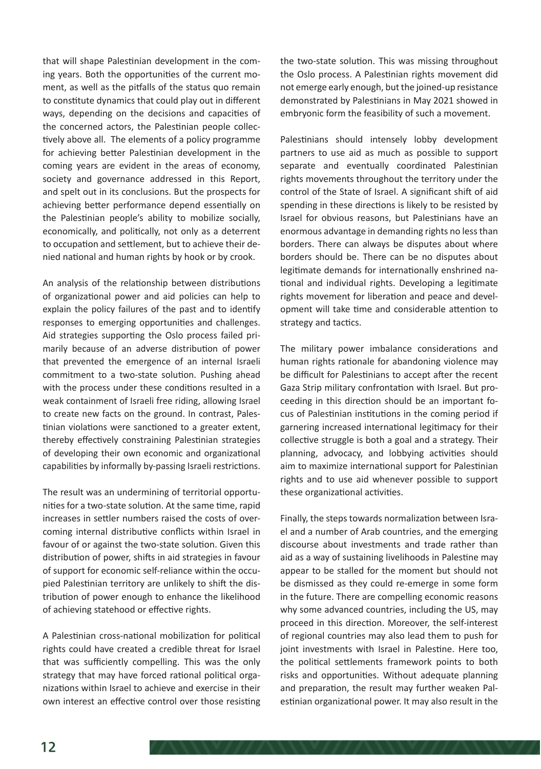that will shape Palestinian development in the coming years. Both the opportunities of the current moment, as well as the pitfalls of the status quo remain to constitute dynamics that could play out in different ways, depending on the decisions and capacities of the concerned actors, the Palestinian people collectively above all. The elements of a policy programme for achieving better Palestinian development in the coming years are evident in the areas of economy, society and governance addressed in this Report, and spelt out in its conclusions. But the prospects for achieving better performance depend essentially on the Palestinian people's ability to mobilize socially, economically, and politically, not only as a deterrent to occupation and settlement, but to achieve their denied national and human rights by hook or by crook.

An analysis of the relationship between distributions of organizational power and aid policies can help to explain the policy failures of the past and to identify responses to emerging opportunities and challenges. Aid strategies supporting the Oslo process failed primarily because of an adverse distribution of power that prevented the emergence of an internal Israeli commitment to a two-state solution. Pushing ahead with the process under these conditions resulted in a weak containment of Israeli free riding, allowing Israel to create new facts on the ground. In contrast, Palestinian violations were sanctioned to a greater extent, thereby effectively constraining Palestinian strategies of developing their own economic and organizational capabilities by informally by-passing Israeli restrictions.

The result was an undermining of territorial opportunities for a two-state solution. At the same time, rapid increases in settler numbers raised the costs of overcoming internal distributive conflicts within Israel in favour of or against the two-state solution. Given this distribution of power, shifts in aid strategies in favour of support for economic self-reliance within the occupied Palestinian territory are unlikely to shift the distribution of power enough to enhance the likelihood of achieving statehood or effective rights.

A Palestinian cross-national mobilization for political rights could have created a credible threat for Israel that was sufficiently compelling. This was the only strategy that may have forced rational political organizations within Israel to achieve and exercise in their own interest an effective control over those resisting the two-state solution. This was missing throughout the Oslo process. A Palestinian rights movement did not emerge early enough, but the joined-up resistance demonstrated by Palestinians in May 2021 showed in embryonic form the feasibility of such a movement.

Palestinians should intensely lobby development partners to use aid as much as possible to support separate and eventually coordinated Palestinian rights movements throughout the territory under the control of the State of Israel. A significant shift of aid spending in these directions is likely to be resisted by Israel for obvious reasons, but Palestinians have an enormous advantage in demanding rights no less than borders. There can always be disputes about where borders should be. There can be no disputes about legitimate demands for internationally enshrined national and individual rights. Developing a legitimate rights movement for liberation and peace and development will take time and considerable attention to strategy and tactics.

The military power imbalance considerations and human rights rationale for abandoning violence may be difficult for Palestinians to accept after the recent Gaza Strip military confrontation with Israel. But proceeding in this direction should be an important focus of Palestinian institutions in the coming period if garnering increased international legitimacy for their collective struggle is both a goal and a strategy. Their planning, advocacy, and lobbying activities should aim to maximize international support for Palestinian rights and to use aid whenever possible to support these organizational activities.

Finally, the steps towards normalization between Israel and a number of Arab countries, and the emerging discourse about investments and trade rather than aid as a way of sustaining livelihoods in Palestine may appear to be stalled for the moment but should not be dismissed as they could re-emerge in some form in the future. There are compelling economic reasons why some advanced countries, including the US, may proceed in this direction. Moreover, the self-interest of regional countries may also lead them to push for joint investments with Israel in Palestine. Here too, the political settlements framework points to both risks and opportunities. Without adequate planning and preparation, the result may further weaken Palestinian organizational power. It may also result in the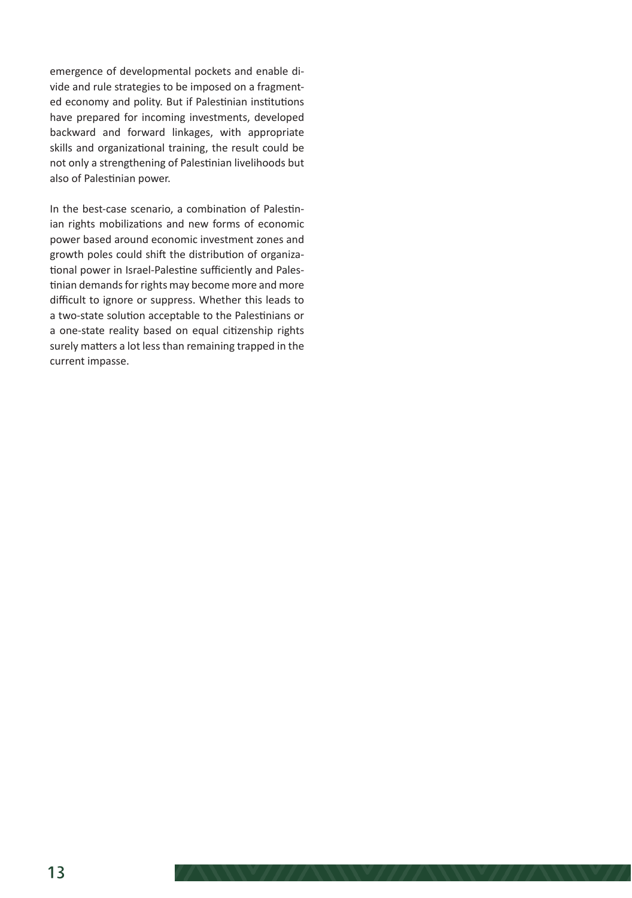emergence of developmental pockets and enable divide and rule strategies to be imposed on a fragmented economy and polity. But if Palestinian institutions have prepared for incoming investments, developed backward and forward linkages, with appropriate skills and organizational training, the result could be not only a strengthening of Palestinian livelihoods but also of Palestinian power.

In the best-case scenario, a combination of Palestinian rights mobilizations and new forms of economic power based around economic investment zones and growth poles could shift the distribution of organizational power in Israel-Palestine sufficiently and Palestinian demands for rights may become more and more difficult to ignore or suppress. Whether this leads to a two-state solution acceptable to the Palestinians or a one-state reality based on equal citizenship rights surely matters a lot less than remaining trapped in the current impasse.